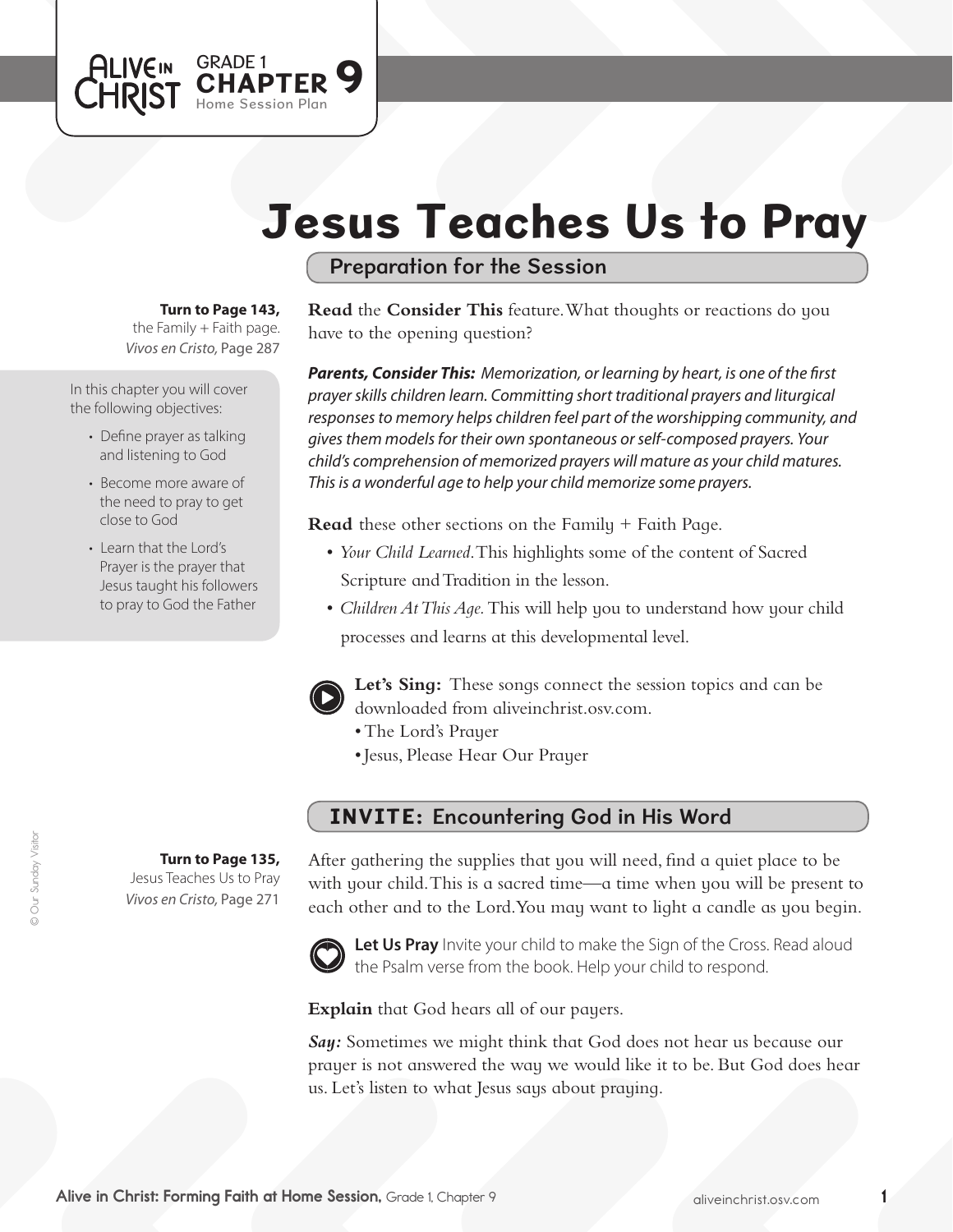ALIVE IN CHRIST GRADE 1 **CHAPTER 9** Home Session Plan

# Jesus Teaches Us to Pray

## Preparation for the Session

**Turn to Page 143,** the Family + Faith page. *Vivos en Cristo,* Page 287

In this chapter you will cover the following objectives:

- Define prayer as talking and listening to God
- Become more aware of the need to pray to get close to God
- Learn that the Lord's Prayer is the prayer that Jesus taught his followers to pray to God the Father

**Read** the **Consider This** feature. What thoughts or reactions do you have to the opening question?

***Parents, Consider This:*** *Memorization, or learning by heart, is one of the first prayer skills children learn. Committing short traditional prayers and liturgical responses to memory helps children feel part of the worshipping community, and gives them models for their own spontaneous or self-composed prayers. Your child's comprehension of memorized prayers will mature as your child matures. This is a wonderful age to help your child memorize some prayers.*

**Read** these other sections on the Family + Faith Page.

- *Your Child Learned.* This highlights some of the content of Sacred Scripture and Tradition in the lesson.
- *Children At This Age.* This will help you to understand how your child processes and learns at this developmental level.

**Let's Sing:** These songs connect the session topics and can be downloaded from aliveinchrist.osv.com.

- The Lord's Prayer
- Jesus, Please Hear Our Prayer

## INVITE: Encountering God in His Word

**Turn to Page 135,** Jesus Teaches Us to Pray *Vivos en Cristo,* Page 271

After gathering the supplies that you will need, find a quiet place to be with your child. This is a sacred time—a time when you will be present to each other and to the Lord. You may want to light a candle as you begin.

**Let Us Pray** Invite your child to make the Sign of the Cross. Read aloud the Psalm verse from the book. Help your child to respond.

**Explain** that God hears all of our payers.

***Say:*** Sometimes we might think that God does not hear us because our prayer is not answered the way we would like it to be. But God does hear us. Let's listen to what Jesus says about praying.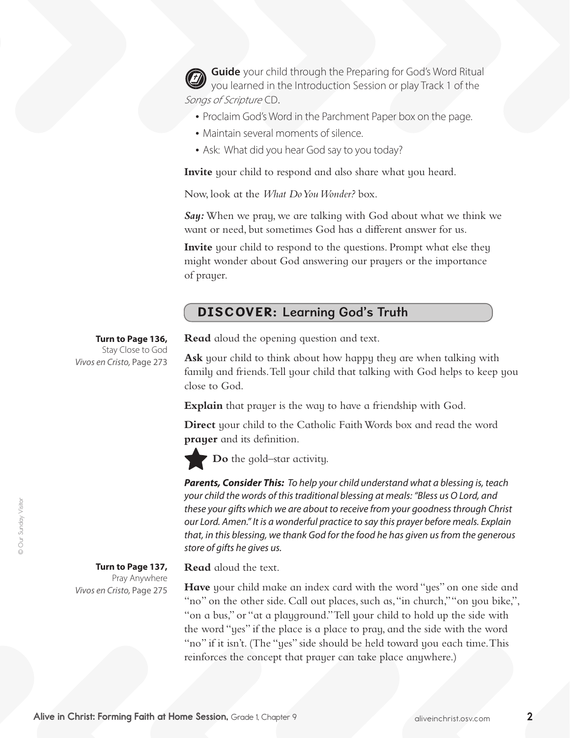**Guide** your child through the Preparing for God's Word Ritual you learned in the Introduction Session or play Track 1 of the *Songs of Scripture* CD.

- Proclaim God's Word in the Parchment Paper box on the page.
- Maintain several moments of silence.
- Ask: What did you hear God say to you today?

**Invite** your child to respond and also share what you heard.

Now, look at the *What Do You Wonder?* box.

***Say:*** When we pray, we are talking with God about what we think we want or need, but sometimes God has a different answer for us.

**Invite** your child to respond to the questions. Prompt what else they might wonder about God answering our prayers or the importance of prayer.

## DISCOVER: Learning God's Truth

**Turn to Page 136,**
Stay Close to God
*Vivos en Cristo,* Page 273

**Read** aloud the opening question and text.

**Ask** your child to think about how happy they are when talking with family and friends. Tell your child that talking with God helps to keep you close to God.

**Explain** that prayer is the way to have a friendship with God.

**Direct** your child to the Catholic Faith Words box and read the word **prayer** and its definition.

**Do** the gold–star activity.

***Parents, Consider This:*** *To help your child understand what a blessing is, teach your child the words of this traditional blessing at meals: "Bless us O Lord, and these your gifts which we are about to receive from your goodness through Christ our Lord. Amen." It is a wonderful practice to say this prayer before meals. Explain that, in this blessing, we thank God for the food he has given us from the generous store of gifts he gives us.*

**Turn to Page 137,**
Pray Anywhere
*Vivos en Cristo,* Page 275

**Read** aloud the text.

**Have** your child make an index card with the word "yes" on one side and "no" on the other side. Call out places, such as, "in church," "on you bike,", "on a bus," or "at a playground." Tell your child to hold up the side with the word "yes" if the place is a place to pray, and the side with the word "no" if it isn't. (The "yes" side should be held toward you each time. This reinforces the concept that prayer can take place anywhere.)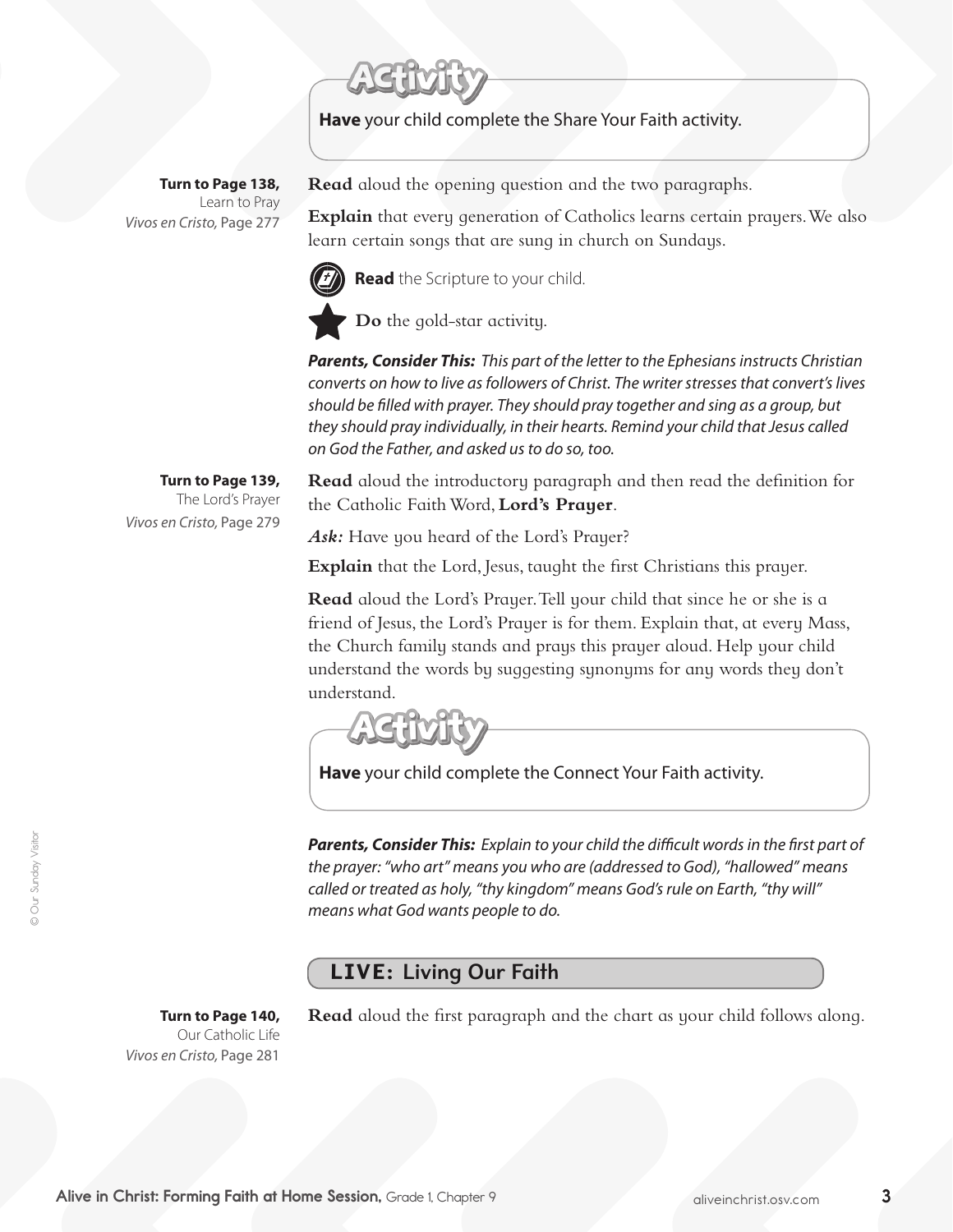**Activity**

**Have** your child complete the Share Your Faith activity.

**Turn to Page 138,**
Learn to Pray
*Vivos en Cristo,* Page 277

**Read** aloud the opening question and the two paragraphs.

**Explain** that every generation of Catholics learns certain prayers. We also learn certain songs that are sung in church on Sundays.

**Read** the Scripture to your child.

**Do** the gold-star activity.

***Parents, Consider This:*** *This part of the letter to the Ephesians instructs Christian converts on how to live as followers of Christ. The writer stresses that convert's lives should be filled with prayer. They should pray together and sing as a group, but they should pray individually, in their hearts. Remind your child that Jesus called on God the Father, and asked us to do so, too.*

**Turn to Page 139,**
The Lord's Prayer
*Vivos en Cristo,* Page 279

**Read** aloud the introductory paragraph and then read the definition for the Catholic Faith Word, **Lord's Prayer**.

***Ask:*** Have you heard of the Lord's Prayer?

**Explain** that the Lord, Jesus, taught the first Christians this prayer.

**Read** aloud the Lord's Prayer. Tell your child that since he or she is a friend of Jesus, the Lord's Prayer is for them. Explain that, at every Mass, the Church family stands and prays this prayer aloud. Help your child understand the words by suggesting synonyms for any words they don't understand.

**Activity**

**Have** your child complete the Connect Your Faith activity.

***Parents, Consider This:*** *Explain to your child the difficult words in the first part of the prayer: "who art" means you who are (addressed to God), "hallowed" means called or treated as holy, "thy kingdom" means God's rule on Earth, "thy will" means what God wants people to do.*

## LIVE: Living Our Faith

**Turn to Page 140,**
Our Catholic Life
*Vivos en Cristo,* Page 281

**Read** aloud the first paragraph and the chart as your child follows along.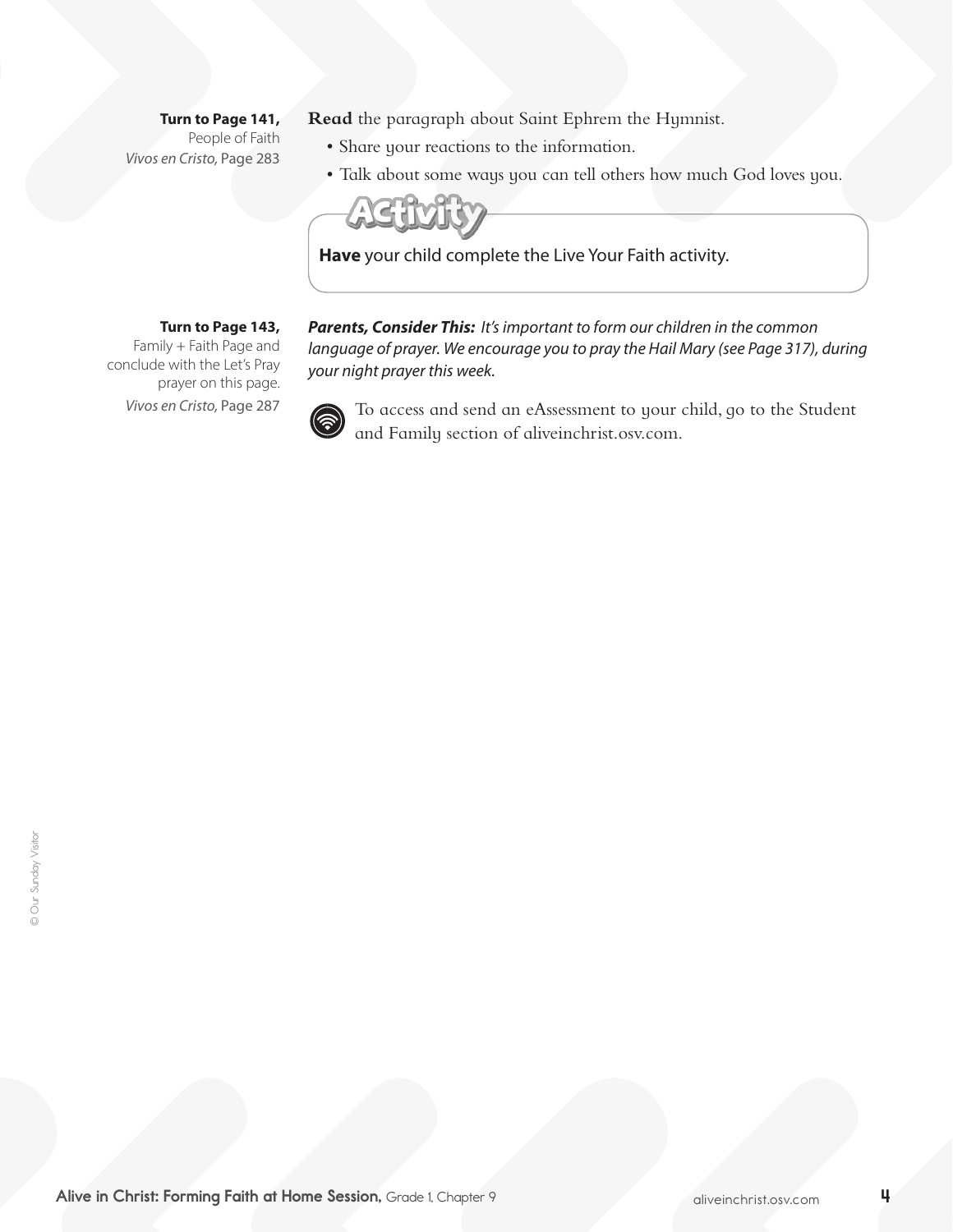**Turn to Page 141,**
People of Faith
*Vivos en Cristo,* Page 283

**Read** the paragraph about Saint Ephrem the Hymnist.

- Share your reactions to the information.
- Talk about some ways you can tell others how much God loves you.

**Activity**

**Have** your child complete the Live Your Faith activity.

**Turn to Page 143,**
Family + Faith Page and conclude with the Let's Pray prayer on this page.
*Vivos en Cristo,* Page 287

***Parents, Consider This:*** *It's important to form our children in the common language of prayer. We encourage you to pray the Hail Mary (see Page 317), during your night prayer this week.*

To access and send an eAssessment to your child, go to the Student and Family section of aliveinchrist.osv.com.

© Our Sunday Visitor

**Alive in Christ: Forming Faith at Home Session,** Grade 1, Chapter 9